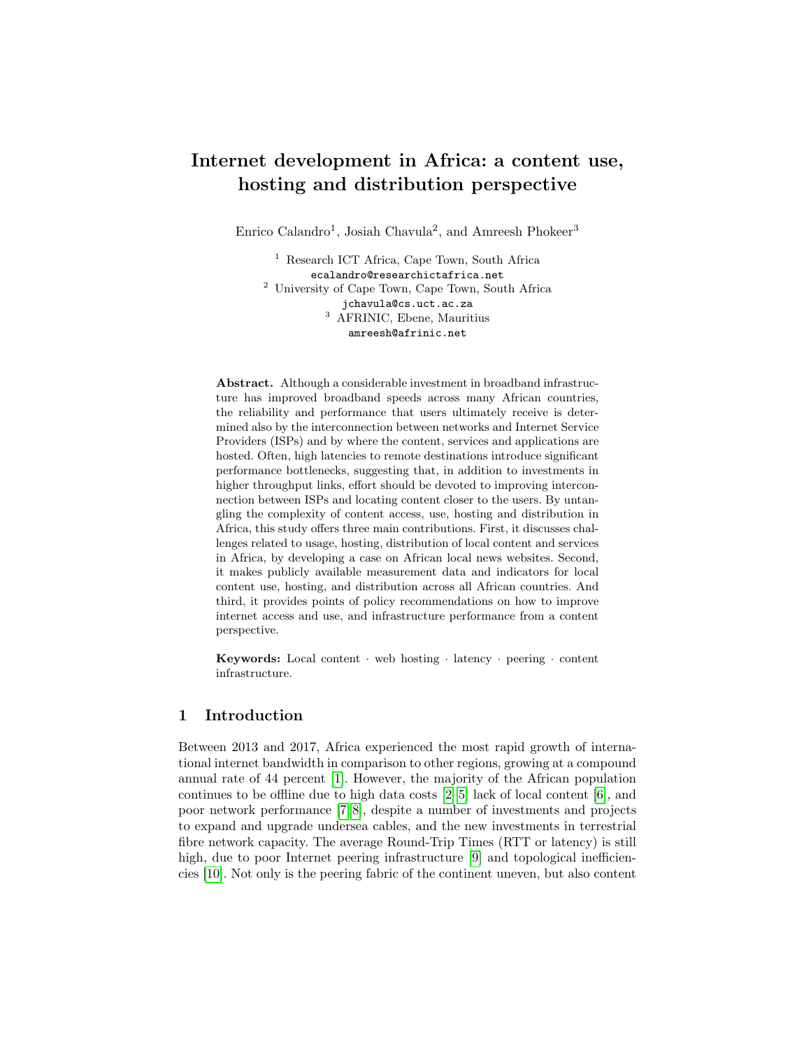# Internet development in Africa: a content use, hosting and distribution perspective

Enrico Calandro[1], Josiah Chavula[2], and Amreesh Phokeer[3]

[1] Research ICT Africa, Cape Town, South Africa
ecalandro@researchictafrica.net
[2] University of Cape Town, Cape Town, South Africa
jchavula@cs.uct.ac.za
[3] AFRINIC, Ebene, Mauritius
amreesh@afrinic.net

**Abstract.** Although a considerable investment in broadband infrastructure has improved broadband speeds across many African countries, the reliability and performance that users ultimately receive is determined also by the interconnection between networks and Internet Service Providers (ISPs) and by where the content, services and applications are hosted. Often, high latencies to remote destinations introduce significant performance bottlenecks, suggesting that, in addition to investments in higher throughput links, effort should be devoted to improving interconnection between ISPs and locating content closer to the users. By untangling the complexity of content access, use, hosting and distribution in Africa, this study offers three main contributions. First, it discusses challenges related to usage, hosting, distribution of local content and services in Africa, by developing a case on African local news websites. Second, it makes publicly available measurement data and indicators for local content use, hosting, and distribution across all African countries. And third, it provides points of policy recommendations on how to improve internet access and use, and infrastructure performance from a content perspective.

**Keywords:** Local content · web hosting · latency · peering · content infrastructure.

## 1 Introduction

Between 2013 and 2017, Africa experienced the most rapid growth of international internet bandwidth in comparison to other regions, growing at a compound annual rate of 44 percent [1]. However, the majority of the African population continues to be offline due to high data costs [2–5] lack of local content [6], and poor network performance [7, 8], despite a number of investments and projects to expand and upgrade undersea cables, and the new investments in terrestrial fibre network capacity. The average Round-Trip Times (RTT or latency) is still high, due to poor Internet peering infrastructure [9] and topological inefficiencies [10]. Not only is the peering fabric of the continent uneven, but also content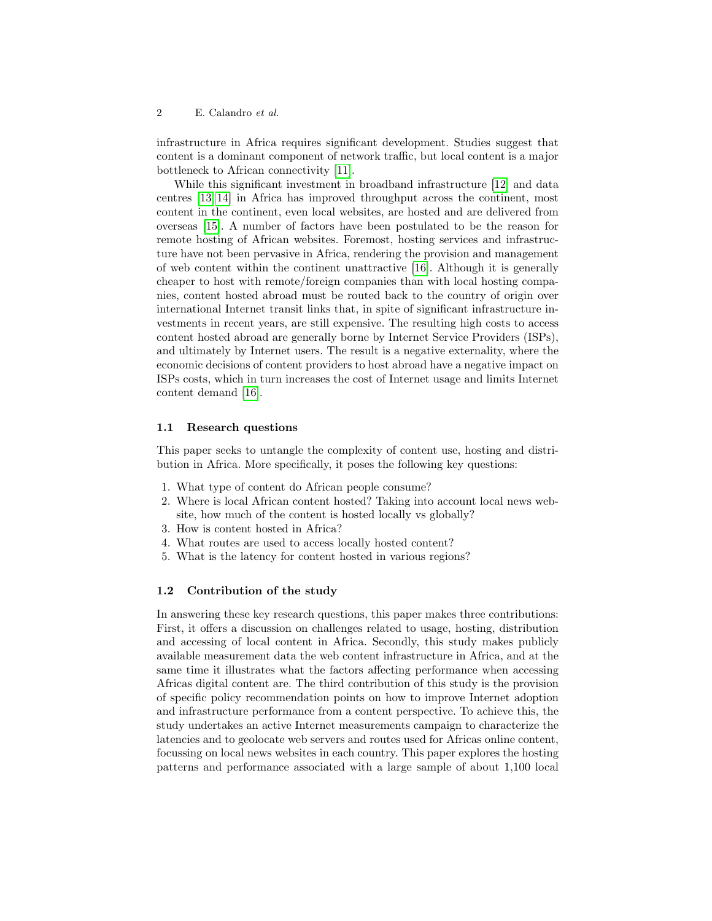infrastructure in Africa requires significant development. Studies suggest that content is a dominant component of network traffic, but local content is a major bottleneck to African connectivity [11].

While this significant investment in broadband infrastructure [12] and data centres [13,14] in Africa has improved throughput across the continent, most content in the continent, even local websites, are hosted and are delivered from overseas [15]. A number of factors have been postulated to be the reason for remote hosting of African websites. Foremost, hosting services and infrastructure have not been pervasive in Africa, rendering the provision and management of web content within the continent unattractive [16]. Although it is generally cheaper to host with remote/foreign companies than with local hosting companies, content hosted abroad must be routed back to the country of origin over international Internet transit links that, in spite of significant infrastructure investments in recent years, are still expensive. The resulting high costs to access content hosted abroad are generally borne by Internet Service Providers (ISPs), and ultimately by Internet users. The result is a negative externality, where the economic decisions of content providers to host abroad have a negative impact on ISPs costs, which in turn increases the cost of Internet usage and limits Internet content demand [16].

### 1.1 Research questions

This paper seeks to untangle the complexity of content use, hosting and distribution in Africa. More specifically, it poses the following key questions:

1. What type of content do African people consume?
2. Where is local African content hosted? Taking into account local news website, how much of the content is hosted locally vs globally?
3. How is content hosted in Africa?
4. What routes are used to access locally hosted content?
5. What is the latency for content hosted in various regions?

### 1.2 Contribution of the study

In answering these key research questions, this paper makes three contributions: First, it offers a discussion on challenges related to usage, hosting, distribution and accessing of local content in Africa. Secondly, this study makes publicly available measurement data the web content infrastructure in Africa, and at the same time it illustrates what the factors affecting performance when accessing Africas digital content are. The third contribution of this study is the provision of specific policy recommendation points on how to improve Internet adoption and infrastructure performance from a content perspective. To achieve this, the study undertakes an active Internet measurements campaign to characterize the latencies and to geolocate web servers and routes used for Africas online content, focussing on local news websites in each country. This paper explores the hosting patterns and performance associated with a large sample of about 1,100 local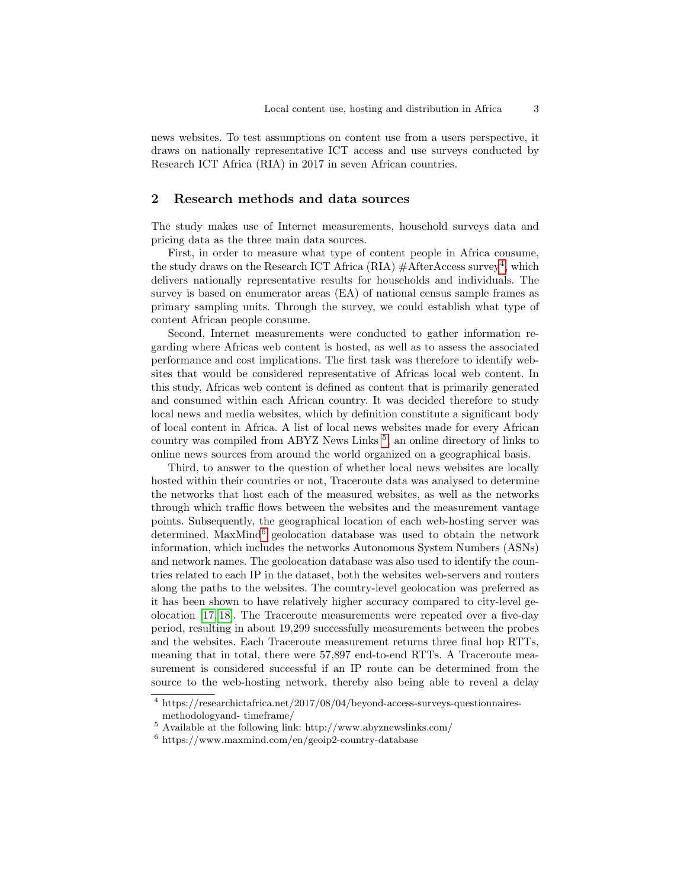news websites. To test assumptions on content use from a users perspective, it draws on nationally representative ICT access and use surveys conducted by Research ICT Africa (RIA) in 2017 in seven African countries.

## 2 Research methods and data sources

The study makes use of Internet measurements, household surveys data and pricing data as the three main data sources.

First, in order to measure what type of content people in Africa consume, the study draws on the Research ICT Africa (RIA) #AfterAccess survey[4], which delivers nationally representative results for households and individuals. The survey is based on enumerator areas (EA) of national census sample frames as primary sampling units. Through the survey, we could establish what type of content African people consume.

Second, Internet measurements were conducted to gather information regarding where Africas web content is hosted, as well as to assess the associated performance and cost implications. The first task was therefore to identify websites that would be considered representative of Africas local web content. In this study, Africas web content is defined as content that is primarily generated and consumed within each African country. It was decided therefore to study local news and media websites, which by definition constitute a significant body of local content in Africa. A list of local news websites made for every African country was compiled from ABYZ News Links [5], an online directory of links to online news sources from around the world organized on a geographical basis.

Third, to answer to the question of whether local news websites are locally hosted within their countries or not, Traceroute data was analysed to determine the networks that host each of the measured websites, as well as the networks through which traffic flows between the websites and the measurement vantage points. Subsequently, the geographical location of each web-hosting server was determined. MaxMind[6] geolocation database was used to obtain the network information, which includes the networks Autonomous System Numbers (ASNs) and network names. The geolocation database was also used to identify the countries related to each IP in the dataset, both the websites web-servers and routers along the paths to the websites. The country-level geolocation was preferred as it has been shown to have relatively higher accuracy compared to city-level geolocation [17,18]. The Traceroute measurements were repeated over a five-day period, resulting in about 19,299 successfully measurements between the probes and the websites. Each Traceroute measurement returns three final hop RTTs, meaning that in total, there were 57,897 end-to-end RTTs. A Traceroute measurement is considered successful if an IP route can be determined from the source to the web-hosting network, thereby also being able to reveal a delay

[4] https://researchictafrica.net/2017/08/04/beyond-access-surveys-questionnaires-methodologyand- timeframe/

[5] Available at the following link: http://www.abyznewslinks.com/

[6] https://www.maxmind.com/en/geoip2-country-database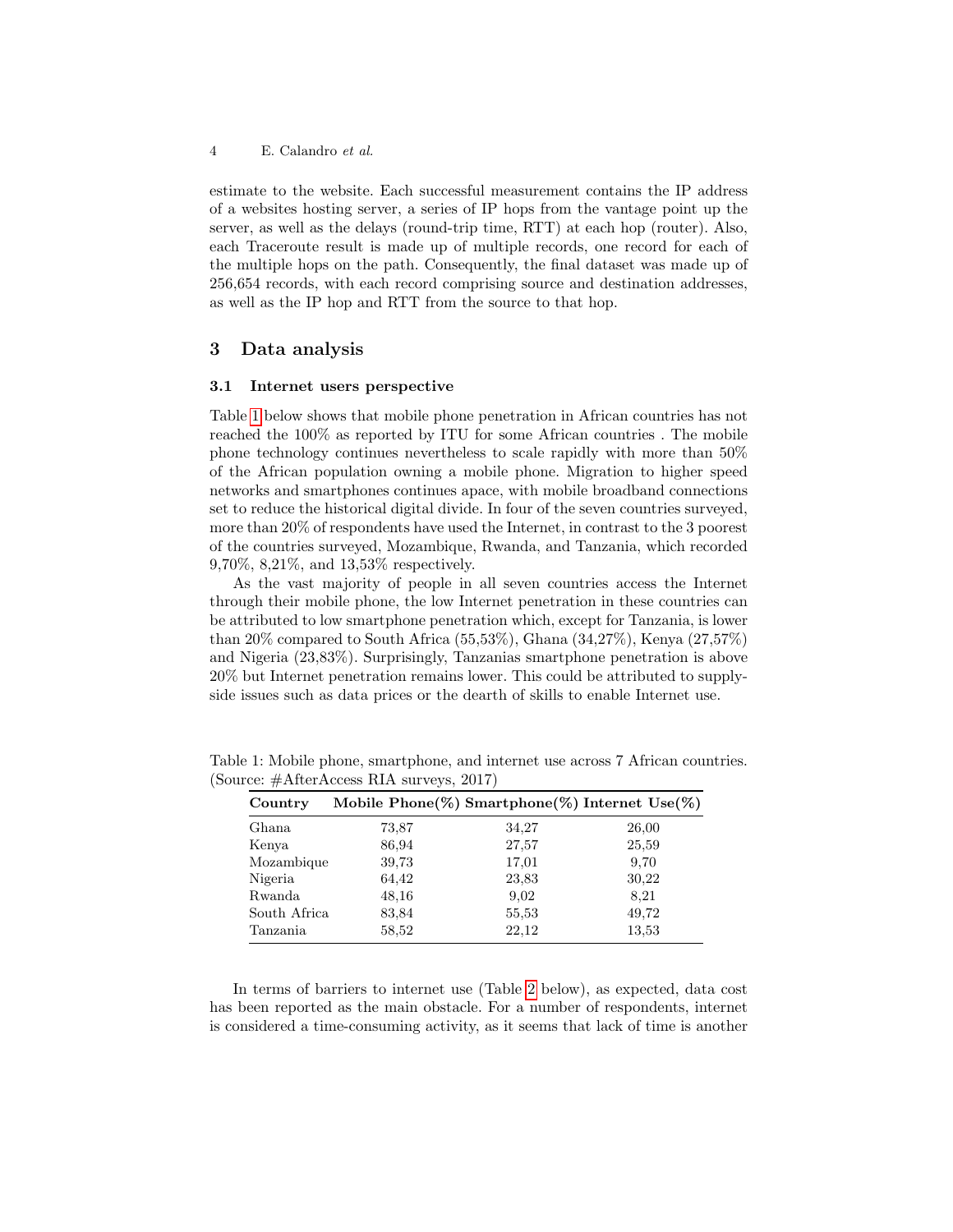estimate to the website. Each successful measurement contains the IP address of a websites hosting server, a series of IP hops from the vantage point up the server, as well as the delays (round-trip time, RTT) at each hop (router). Also, each Traceroute result is made up of multiple records, one record for each of the multiple hops on the path. Consequently, the final dataset was made up of 256,654 records, with each record comprising source and destination addresses, as well as the IP hop and RTT from the source to that hop.

## 3 Data analysis

### 3.1 Internet users perspective

Table 1 below shows that mobile phone penetration in African countries has not reached the 100% as reported by ITU for some African countries . The mobile phone technology continues nevertheless to scale rapidly with more than 50% of the African population owning a mobile phone. Migration to higher speed networks and smartphones continues apace, with mobile broadband connections set to reduce the historical digital divide. In four of the seven countries surveyed, more than 20% of respondents have used the Internet, in contrast to the 3 poorest of the countries surveyed, Mozambique, Rwanda, and Tanzania, which recorded 9,70%, 8,21%, and 13,53% respectively.

As the vast majority of people in all seven countries access the Internet through their mobile phone, the low Internet penetration in these countries can be attributed to low smartphone penetration which, except for Tanzania, is lower than 20% compared to South Africa (55,53%), Ghana (34,27%), Kenya (27,57%) and Nigeria (23,83%). Surprisingly, Tanzanias smartphone penetration is above 20% but Internet penetration remains lower. This could be attributed to supply-side issues such as data prices or the dearth of skills to enable Internet use.

Table 1: Mobile phone, smartphone, and internet use across 7 African countries. (Source: #AfterAccess RIA surveys, 2017)

| **Country** | **Mobile Phone(%)** | **Smartphone(%)** | **Internet Use(%)** |
|---|---|---|---|
| Ghana | 73,87 | 34,27 | 26,00 |
| Kenya | 86,94 | 27,57 | 25,59 |
| Mozambique | 39,73 | 17,01 | 9,70 |
| Nigeria | 64,42 | 23,83 | 30,22 |
| Rwanda | 48,16 | 9,02 | 8,21 |
| South Africa | 83,84 | 55,53 | 49,72 |
| Tanzania | 58,52 | 22,12 | 13,53 |

In terms of barriers to internet use (Table 2 below), as expected, data cost has been reported as the main obstacle. For a number of respondents, internet is considered a time-consuming activity, as it seems that lack of time is another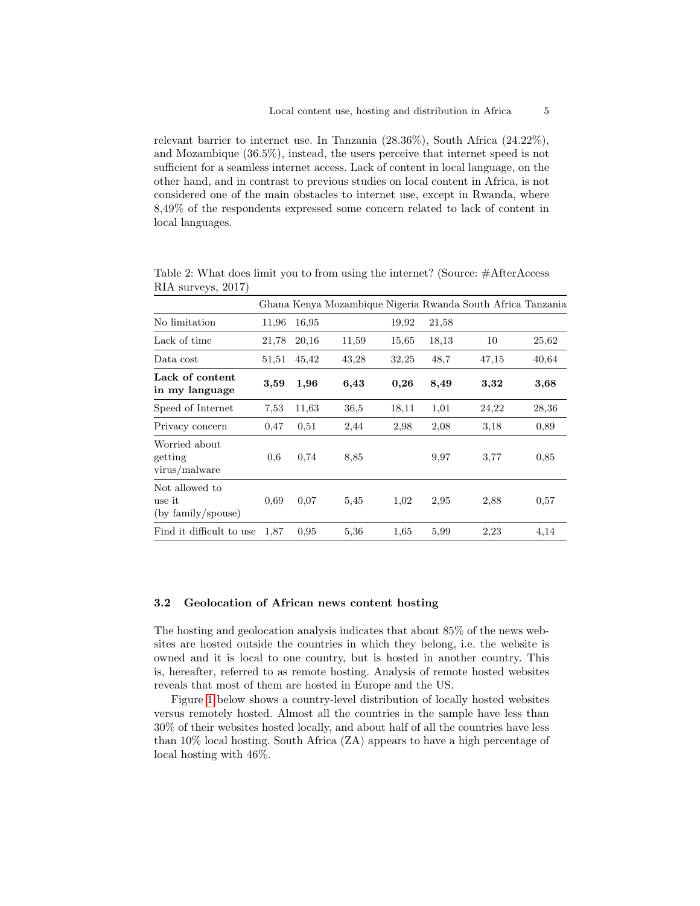relevant barrier to internet use. In Tanzania (28.36%), South Africa (24.22%), and Mozambique (36.5%), instead, the users perceive that internet speed is not sufficient for a seamless internet access. Lack of content in local language, on the other hand, and in contrast to previous studies on local content in Africa, is not considered one of the main obstacles to internet use, except in Rwanda, where 8,49% of the respondents expressed some concern related to lack of content in local languages.

Table 2: What does limit you to from using the internet? (Source: #AfterAccess RIA surveys, 2017)

| | Ghana | Kenya | Mozambique | Nigeria | Rwanda | South Africa | Tanzania |
|---|---|---|---|---|---|---|---|
| No limitation | 11,96 | 16,95 | | 19,92 | 21,58 | | |
| Lack of time | 21,78 | 20,16 | 11,59 | 15,65 | 18,13 | 10 | 25,62 |
| Data cost | 51,51 | 45,42 | 43,28 | 32,25 | 48,7 | 47,15 | 40,64 |
| **Lack of content in my language** | **3,59** | **1,96** | **6,43** | **0,26** | **8,49** | **3,32** | **3,68** |
| Speed of Internet | 7,53 | 11,63 | 36,5 | 18,11 | 1,01 | 24,22 | 28,36 |
| Privacy concern | 0,47 | 0,51 | 2,44 | 2,98 | 2,08 | 3,18 | 0,89 |
| Worried about getting virus/malware | 0,6 | 0,74 | 8,85 | | 9,97 | 3,77 | 0,85 |
| Not allowed to use it (by family/spouse) | 0,69 | 0,07 | 5,45 | 1,02 | 2,95 | 2,88 | 0,57 |
| Find it difficult to use | 1,87 | 0,95 | 5,36 | 1,65 | 5,99 | 2,23 | 4,14 |

### 3.2 Geolocation of African news content hosting

The hosting and geolocation analysis indicates that about 85% of the news websites are hosted outside the countries in which they belong, i.e. the website is owned and it is local to one country, but is hosted in another country. This is, hereafter, referred to as remote hosting. Analysis of remote hosted websites reveals that most of them are hosted in Europe and the US.

Figure 1 below shows a country-level distribution of locally hosted websites versus remotely hosted. Almost all the countries in the sample have less than 30% of their websites hosted locally, and about half of all the countries have less than 10% local hosting. South Africa (ZA) appears to have a high percentage of local hosting with 46%.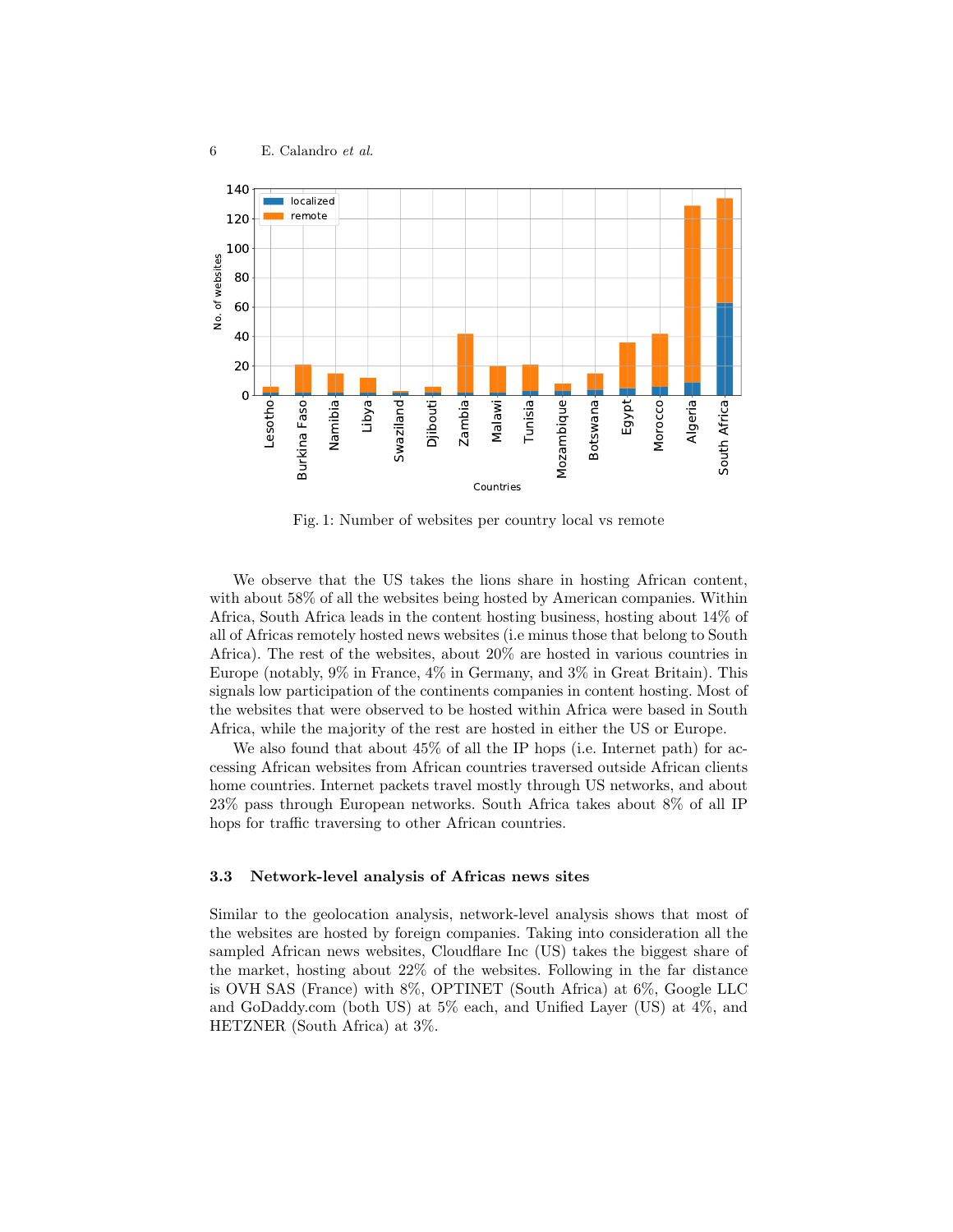Fig. 1: Number of websites per country local vs remote

We observe that the US takes the lions share in hosting African content, with about 58% of all the websites being hosted by American companies. Within Africa, South Africa leads in the content hosting business, hosting about 14% of all of Africas remotely hosted news websites (i.e minus those that belong to South Africa). The rest of the websites, about 20% are hosted in various countries in Europe (notably, 9% in France, 4% in Germany, and 3% in Great Britain). This signals low participation of the continents companies in content hosting. Most of the websites that were observed to be hosted within Africa were based in South Africa, while the majority of the rest are hosted in either the US or Europe.

We also found that about 45% of all the IP hops (i.e. Internet path) for accessing African websites from African countries traversed outside African clients home countries. Internet packets travel mostly through US networks, and about 23% pass through European networks. South Africa takes about 8% of all IP hops for traffic traversing to other African countries.

### 3.3 Network-level analysis of Africas news sites

Similar to the geolocation analysis, network-level analysis shows that most of the websites are hosted by foreign companies. Taking into consideration all the sampled African news websites, Cloudflare Inc (US) takes the biggest share of the market, hosting about 22% of the websites. Following in the far distance is OVH SAS (France) with 8%, OPTINET (South Africa) at 6%, Google LLC and GoDaddy.com (both US) at 5% each, and Unified Layer (US) at 4%, and HETZNER (South Africa) at 3%.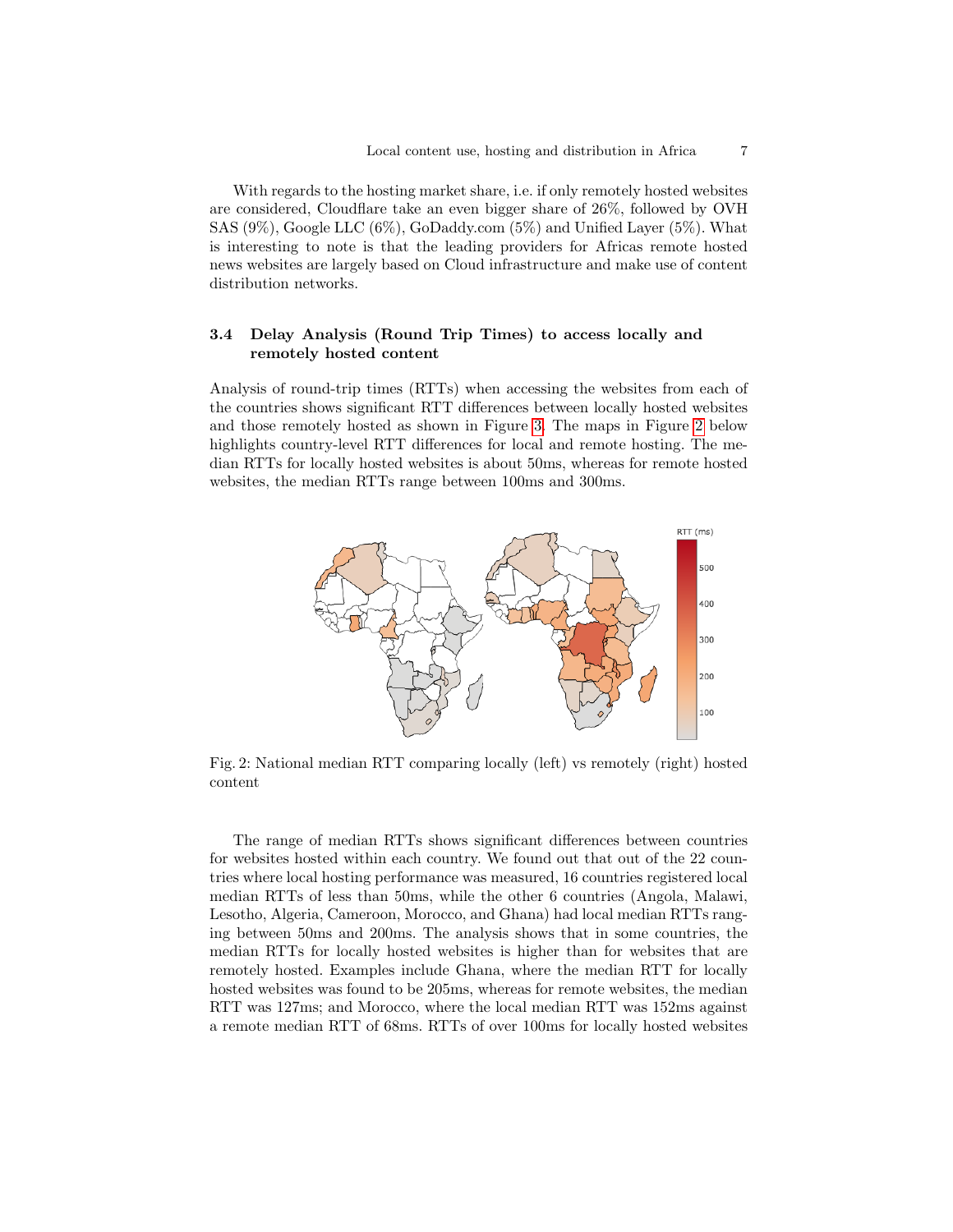With regards to the hosting market share, i.e. if only remotely hosted websites are considered, Cloudflare take an even bigger share of 26%, followed by OVH SAS (9%), Google LLC (6%), GoDaddy.com (5%) and Unified Layer (5%). What is interesting to note is that the leading providers for Africas remote hosted news websites are largely based on Cloud infrastructure and make use of content distribution networks.

### 3.4 Delay Analysis (Round Trip Times) to access locally and remotely hosted content

Analysis of round-trip times (RTTs) when accessing the websites from each of the countries shows significant RTT differences between locally hosted websites and those remotely hosted as shown in Figure 3. The maps in Figure 2 below highlights country-level RTT differences for local and remote hosting. The median RTTs for locally hosted websites is about 50ms, whereas for remote hosted websites, the median RTTs range between 100ms and 300ms.

Fig. 2: National median RTT comparing locally (left) vs remotely (right) hosted content

The range of median RTTs shows significant differences between countries for websites hosted within each country. We found out that out of the 22 countries where local hosting performance was measured, 16 countries registered local median RTTs of less than 50ms, while the other 6 countries (Angola, Malawi, Lesotho, Algeria, Cameroon, Morocco, and Ghana) had local median RTTs ranging between 50ms and 200ms. The analysis shows that in some countries, the median RTTs for locally hosted websites is higher than for websites that are remotely hosted. Examples include Ghana, where the median RTT for locally hosted websites was found to be 205ms, whereas for remote websites, the median RTT was 127ms; and Morocco, where the local median RTT was 152ms against a remote median RTT of 68ms. RTTs of over 100ms for locally hosted websites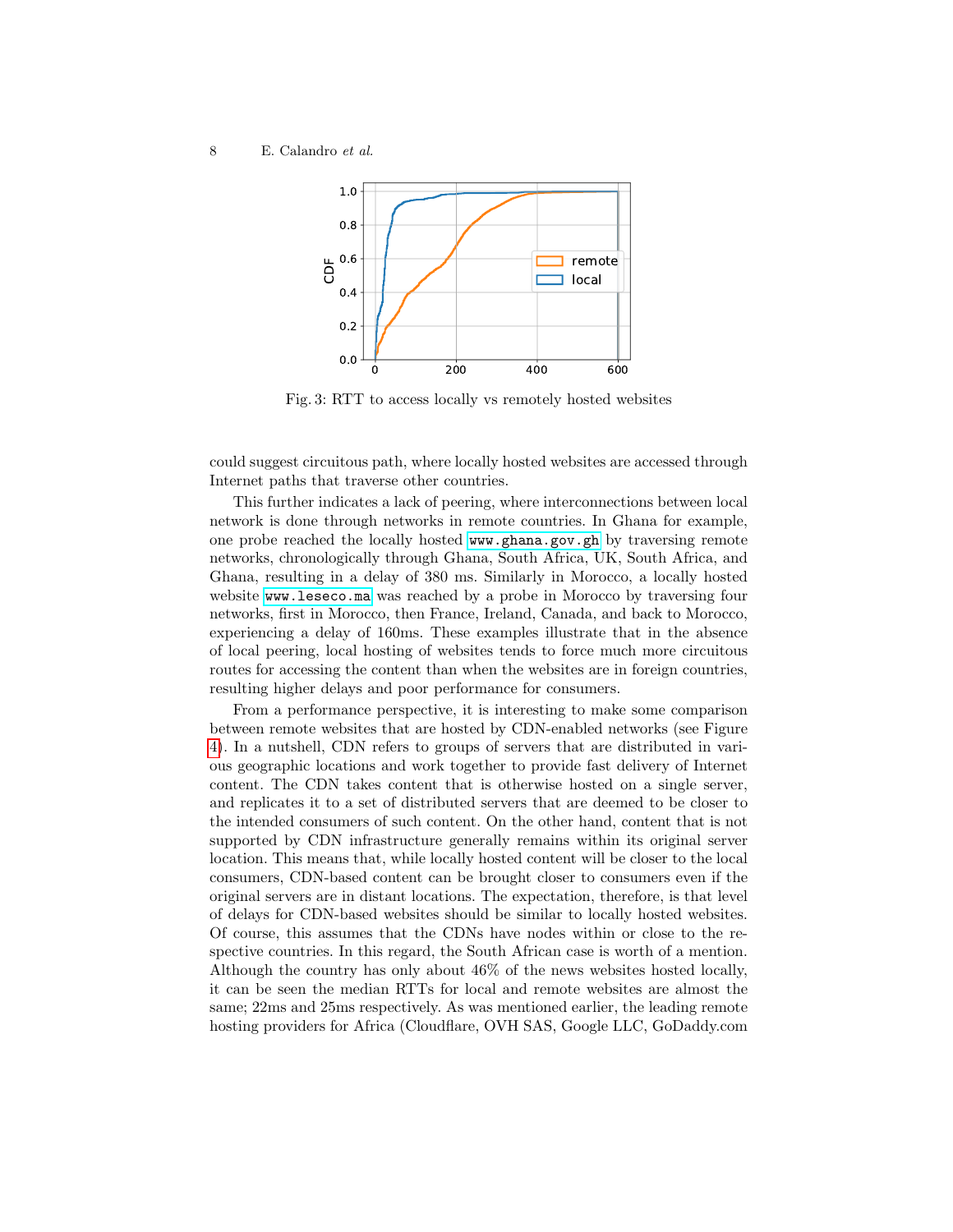Fig. 3: RTT to access locally vs remotely hosted websites

could suggest circuitous path, where locally hosted websites are accessed through Internet paths that traverse other countries.

This further indicates a lack of peering, where interconnections between local network is done through networks in remote countries. In Ghana for example, one probe reached the locally hosted www.ghana.gov.gh by traversing remote networks, chronologically through Ghana, South Africa, UK, South Africa, and Ghana, resulting in a delay of 380 ms. Similarly in Morocco, a locally hosted website www.leseco.ma was reached by a probe in Morocco by traversing four networks, first in Morocco, then France, Ireland, Canada, and back to Morocco, experiencing a delay of 160ms. These examples illustrate that in the absence of local peering, local hosting of websites tends to force much more circuitous routes for accessing the content than when the websites are in foreign countries, resulting higher delays and poor performance for consumers.

From a performance perspective, it is interesting to make some comparison between remote websites that are hosted by CDN-enabled networks (see Figure 4). In a nutshell, CDN refers to groups of servers that are distributed in various geographic locations and work together to provide fast delivery of Internet content. The CDN takes content that is otherwise hosted on a single server, and replicates it to a set of distributed servers that are deemed to be closer to the intended consumers of such content. On the other hand, content that is not supported by CDN infrastructure generally remains within its original server location. This means that, while locally hosted content will be closer to the local consumers, CDN-based content can be brought closer to consumers even if the original servers are in distant locations. The expectation, therefore, is that level of delays for CDN-based websites should be similar to locally hosted websites. Of course, this assumes that the CDNs have nodes within or close to the respective countries. In this regard, the South African case is worth of a mention. Although the country has only about 46% of the news websites hosted locally, it can be seen the median RTTs for local and remote websites are almost the same; 22ms and 25ms respectively. As was mentioned earlier, the leading remote hosting providers for Africa (Cloudflare, OVH SAS, Google LLC, GoDaddy.com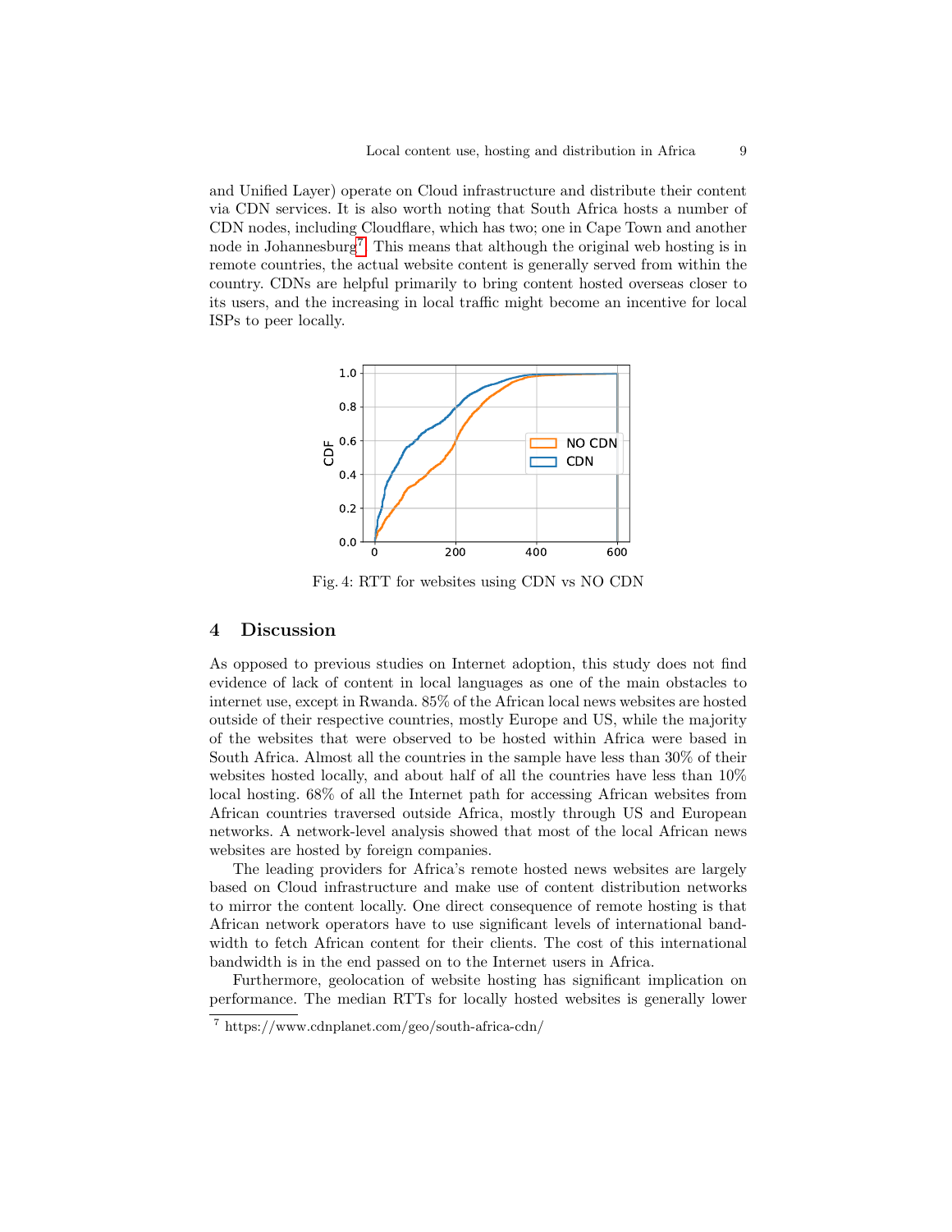and Unified Layer) operate on Cloud infrastructure and distribute their content via CDN services. It is also worth noting that South Africa hosts a number of CDN nodes, including Cloudflare, which has two; one in Cape Town and another node in Johannesburg[7]. This means that although the original web hosting is in remote countries, the actual website content is generally served from within the country. CDNs are helpful primarily to bring content hosted overseas closer to its users, and the increasing in local traffic might become an incentive for local ISPs to peer locally.

Fig. 4: RTT for websites using CDN vs NO CDN

## 4 Discussion

As opposed to previous studies on Internet adoption, this study does not find evidence of lack of content in local languages as one of the main obstacles to internet use, except in Rwanda. 85% of the African local news websites are hosted outside of their respective countries, mostly Europe and US, while the majority of the websites that were observed to be hosted within Africa were based in South Africa. Almost all the countries in the sample have less than 30% of their websites hosted locally, and about half of all the countries have less than 10% local hosting. 68% of all the Internet path for accessing African websites from African countries traversed outside Africa, mostly through US and European networks. A network-level analysis showed that most of the local African news websites are hosted by foreign companies.

The leading providers for Africa's remote hosted news websites are largely based on Cloud infrastructure and make use of content distribution networks to mirror the content locally. One direct consequence of remote hosting is that African network operators have to use significant levels of international bandwidth to fetch African content for their clients. The cost of this international bandwidth is in the end passed on to the Internet users in Africa.

Furthermore, geolocation of website hosting has significant implication on performance. The median RTTs for locally hosted websites is generally lower

[7] https://www.cdnplanet.com/geo/south-africa-cdn/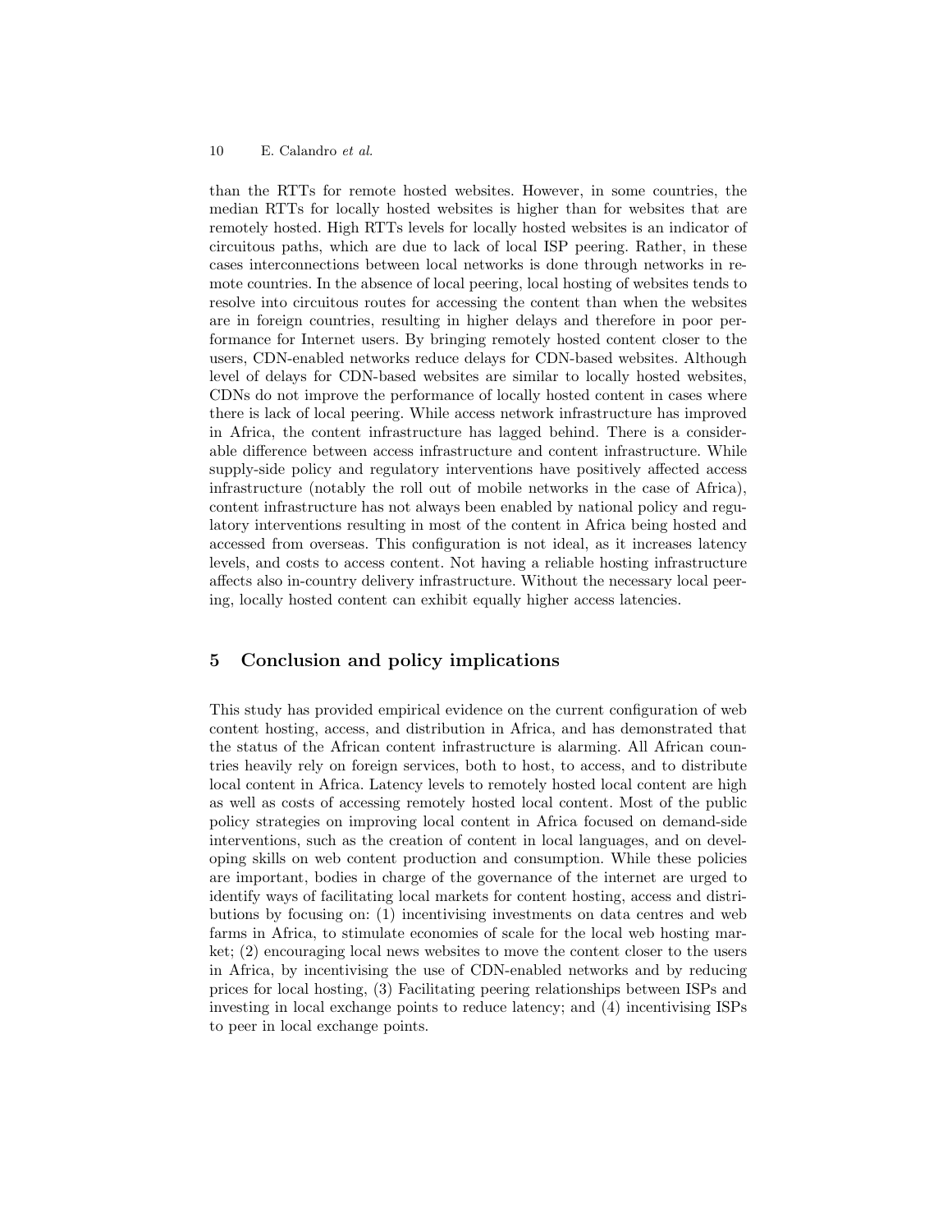than the RTTs for remote hosted websites. However, in some countries, the median RTTs for locally hosted websites is higher than for websites that are remotely hosted. High RTTs levels for locally hosted websites is an indicator of circuitous paths, which are due to lack of local ISP peering. Rather, in these cases interconnections between local networks is done through networks in remote countries. In the absence of local peering, local hosting of websites tends to resolve into circuitous routes for accessing the content than when the websites are in foreign countries, resulting in higher delays and therefore in poor performance for Internet users. By bringing remotely hosted content closer to the users, CDN-enabled networks reduce delays for CDN-based websites. Although level of delays for CDN-based websites are similar to locally hosted websites, CDNs do not improve the performance of locally hosted content in cases where there is lack of local peering. While access network infrastructure has improved in Africa, the content infrastructure has lagged behind. There is a considerable difference between access infrastructure and content infrastructure. While supply-side policy and regulatory interventions have positively affected access infrastructure (notably the roll out of mobile networks in the case of Africa), content infrastructure has not always been enabled by national policy and regulatory interventions resulting in most of the content in Africa being hosted and accessed from overseas. This configuration is not ideal, as it increases latency levels, and costs to access content. Not having a reliable hosting infrastructure affects also in-country delivery infrastructure. Without the necessary local peering, locally hosted content can exhibit equally higher access latencies.

## 5 Conclusion and policy implications

This study has provided empirical evidence on the current configuration of web content hosting, access, and distribution in Africa, and has demonstrated that the status of the African content infrastructure is alarming. All African countries heavily rely on foreign services, both to host, to access, and to distribute local content in Africa. Latency levels to remotely hosted local content are high as well as costs of accessing remotely hosted local content. Most of the public policy strategies on improving local content in Africa focused on demand-side interventions, such as the creation of content in local languages, and on developing skills on web content production and consumption. While these policies are important, bodies in charge of the governance of the internet are urged to identify ways of facilitating local markets for content hosting, access and distributions by focusing on: (1) incentivising investments on data centres and web farms in Africa, to stimulate economies of scale for the local web hosting market; (2) encouraging local news websites to move the content closer to the users in Africa, by incentivising the use of CDN-enabled networks and by reducing prices for local hosting, (3) Facilitating peering relationships between ISPs and investing in local exchange points to reduce latency; and (4) incentivising ISPs to peer in local exchange points.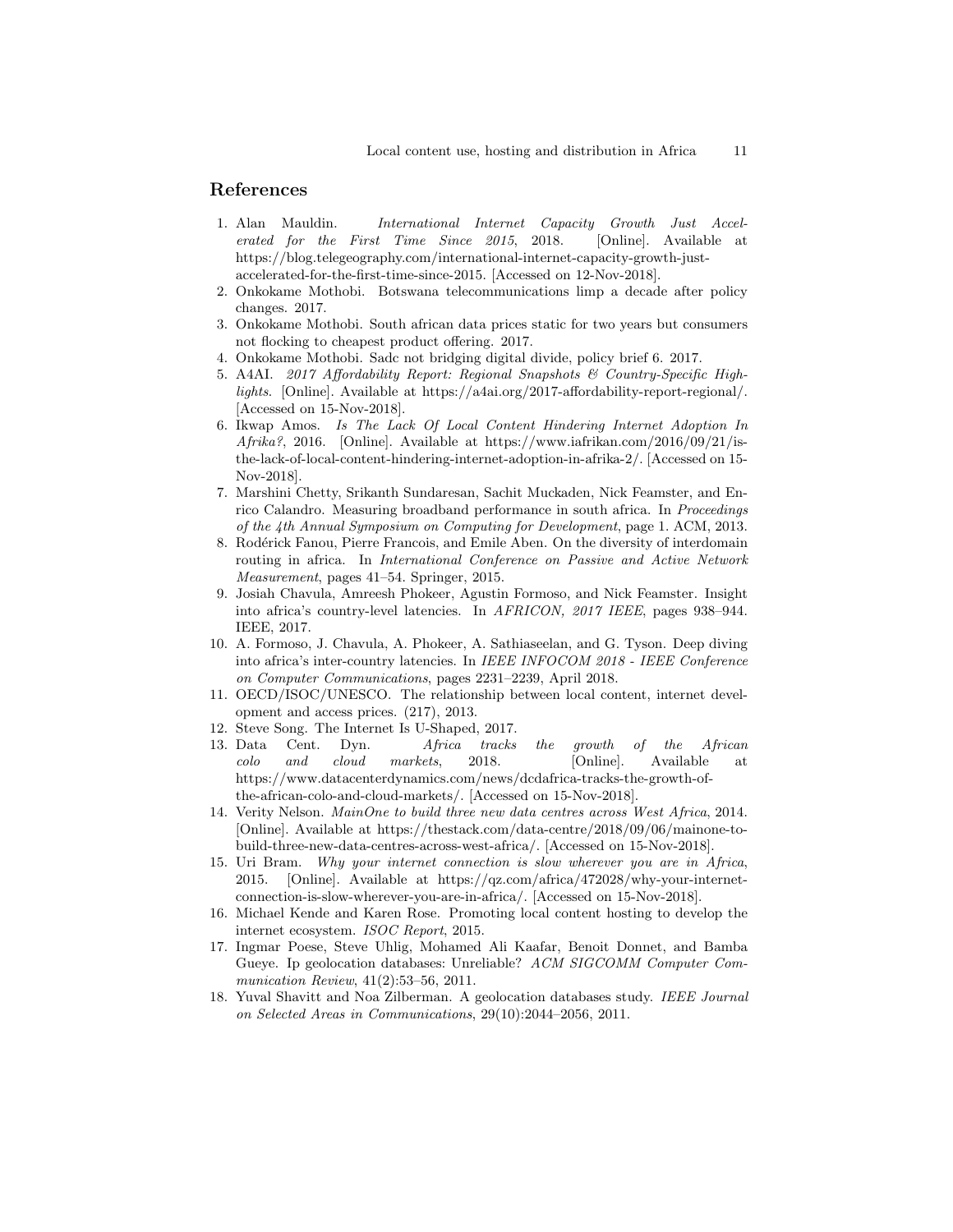## References

1. Alan Mauldin. *International Internet Capacity Growth Just Accelerated for the First Time Since 2015*, 2018. [Online]. Available at https://blog.telegeography.com/international-internet-capacity-growth-just-accelerated-for-the-first-time-since-2015. [Accessed on 12-Nov-2018].
2. Onkokame Mothobi. Botswana telecommunications limp a decade after policy changes. 2017.
3. Onkokame Mothobi. South african data prices static for two years but consumers not flocking to cheapest product offering. 2017.
4. Onkokame Mothobi. Sadc not bridging digital divide, policy brief 6. 2017.
5. A4AI. *2017 Affordability Report: Regional Snapshots & Country-Specific Highlights*. [Online]. Available at https://a4ai.org/2017-affordability-report-regional/. [Accessed on 15-Nov-2018].
6. Ikwap Amos. *Is The Lack Of Local Content Hindering Internet Adoption In Afrika?*, 2016. [Online]. Available at https://www.iafrikan.com/2016/09/21/is-the-lack-of-local-content-hindering-internet-adoption-in-afrika-2/. [Accessed on 15-Nov-2018].
7. Marshini Chetty, Srikanth Sundaresan, Sachit Muckaden, Nick Feamster, and Enrico Calandro. Measuring broadband performance in south africa. In *Proceedings of the 4th Annual Symposium on Computing for Development*, page 1. ACM, 2013.
8. Rodérick Fanou, Pierre Francois, and Emile Aben. On the diversity of interdomain routing in africa. In *International Conference on Passive and Active Network Measurement*, pages 41–54. Springer, 2015.
9. Josiah Chavula, Amreesh Phokeer, Agustin Formoso, and Nick Feamster. Insight into africa's country-level latencies. In *AFRICON, 2017 IEEE*, pages 938–944. IEEE, 2017.
10. A. Formoso, J. Chavula, A. Phokeer, A. Sathiaseelan, and G. Tyson. Deep diving into africa's inter-country latencies. In *IEEE INFOCOM 2018 - IEEE Conference on Computer Communications*, pages 2231–2239, April 2018.
11. OECD/ISOC/UNESCO. The relationship between local content, internet development and access prices. (217), 2013.
12. Steve Song. The Internet Is U-Shaped, 2017.
13. Data Cent. Dyn. *Africa tracks the growth of the African colo and cloud markets*, 2018. [Online]. Available at https://www.datacenterdynamics.com/news/dcdafrica-tracks-the-growth-of-the-african-colo-and-cloud-markets/. [Accessed on 15-Nov-2018].
14. Verity Nelson. *MainOne to build three new data centres across West Africa*, 2014. [Online]. Available at https://thestack.com/data-centre/2018/09/06/mainone-to-build-three-new-data-centres-across-west-africa/. [Accessed on 15-Nov-2018].
15. Uri Bram. *Why your internet connection is slow wherever you are in Africa*, 2015. [Online]. Available at https://qz.com/africa/472028/why-your-internet-connection-is-slow-wherever-you-are-in-africa/. [Accessed on 15-Nov-2018].
16. Michael Kende and Karen Rose. Promoting local content hosting to develop the internet ecosystem. *ISOC Report*, 2015.
17. Ingmar Poese, Steve Uhlig, Mohamed Ali Kaafar, Benoit Donnet, and Bamba Gueye. Ip geolocation databases: Unreliable? *ACM SIGCOMM Computer Communication Review*, 41(2):53–56, 2011.
18. Yuval Shavitt and Noa Zilberman. A geolocation databases study. *IEEE Journal on Selected Areas in Communications*, 29(10):2044–2056, 2011.